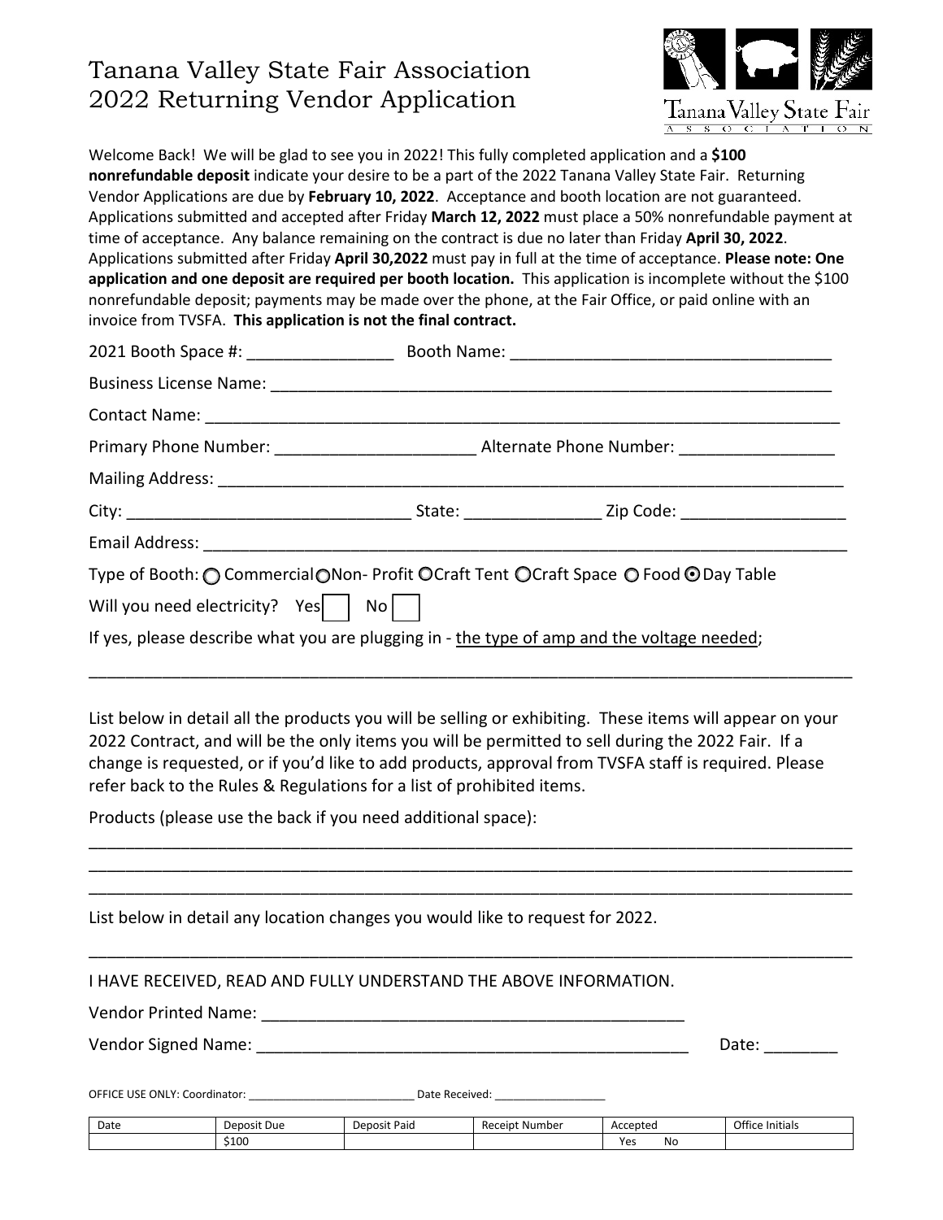# Tanana Valley State Fair Association
# 2022 Returning Vendor Application

Tanana Valley State Fair Association

Welcome Back! We will be glad to see you in 2022! This fully completed application and a **$100 nonrefundable deposit** indicate your desire to be a part of the 2022 Tanana Valley State Fair. Returning Vendor Applications are due by **February 10, 2022**. Acceptance and booth location are not guaranteed. Applications submitted and accepted after Friday **March 12, 2022** must place a 50% nonrefundable payment at time of acceptance. Any balance remaining on the contract is due no later than Friday **April 30, 2022**. Applications submitted after Friday **April 30,2022** must pay in full at the time of acceptance. **Please note: One application and one deposit are required per booth location.** This application is incomplete without the $100 nonrefundable deposit; payments may be made over the phone, at the Fair Office, or paid online with an invoice from TVSFA. **This application is not the final contract.**

2021 Booth Space #: ________________ Booth Name: ___________________________________

Business License Name: ______________________________________________________________

Contact Name: ______________________________________________________________________

Primary Phone Number: ______________________ Alternate Phone Number: _________________

Mailing Address: ____________________________________________________________________

City: _______________________________ State: _______________ Zip Code: __________________

Email Address: ______________________________________________________________________

Type of Booth: ○ Commercial ○ Non- Profit ○ Craft Tent ○ Craft Space ○ Food ⊙ Day Table

Will you need electricity? Yes ☐ No ☐

If yes, please describe what you are plugging in - the type of amp and the voltage needed;

___________________________________________________________________________________

List below in detail all the products you will be selling or exhibiting. These items will appear on your 2022 Contract, and will be the only items you will be permitted to sell during the 2022 Fair. If a change is requested, or if you'd like to add products, approval from TVSFA staff is required. Please refer back to the Rules & Regulations for a list of prohibited items.

Products (please use the back if you need additional space):

___________________________________________________________________________________
___________________________________________________________________________________
___________________________________________________________________________________

List below in detail any location changes you would like to request for 2022.

___________________________________________________________________________________

I HAVE RECEIVED, READ AND FULLY UNDERSTAND THE ABOVE INFORMATION.

Vendor Printed Name: ______________________________________________

Vendor Signed Name: _______________________________________________ Date: ________

OFFICE USE ONLY: Coordinator: ___________________________ Date Received: __________________

| Date | Deposit Due | Deposit Paid | Receipt Number | Accepted | Office Initials |
|---|---|---|---|---|---|
| | $100 | | | Yes No | |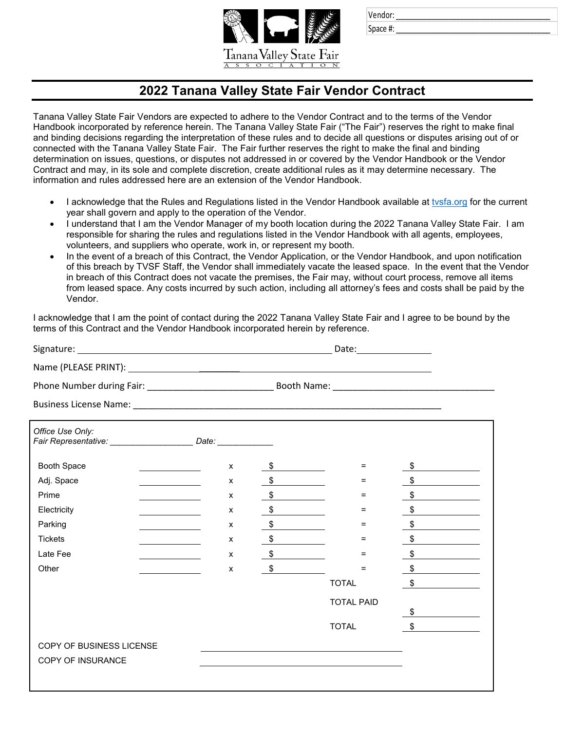Vendor: ______________________________

Space #: ______________________________

Tanana Valley State Fair
ASSOCIATION

# 2022 Tanana Valley State Fair Vendor Contract

Tanana Valley State Fair Vendors are expected to adhere to the Vendor Contract and to the terms of the Vendor Handbook incorporated by reference herein. The Tanana Valley State Fair ("The Fair") reserves the right to make final and binding decisions regarding the interpretation of these rules and to decide all questions or disputes arising out of or connected with the Tanana Valley State Fair. The Fair further reserves the right to make the final and binding determination on issues, questions, or disputes not addressed in or covered by the Vendor Handbook or the Vendor Contract and may, in its sole and complete discretion, create additional rules as it may determine necessary. The information and rules addressed here are an extension of the Vendor Handbook.

- I acknowledge that the Rules and Regulations listed in the Vendor Handbook available at tvsfa.org for the current year shall govern and apply to the operation of the Vendor.
- I understand that I am the Vendor Manager of my booth location during the 2022 Tanana Valley State Fair. I am responsible for sharing the rules and regulations listed in the Vendor Handbook with all agents, employees, volunteers, and suppliers who operate, work in, or represent my booth.
- In the event of a breach of this Contract, the Vendor Application, or the Vendor Handbook, and upon notification of this breach by TVSF Staff, the Vendor shall immediately vacate the leased space. In the event that the Vendor in breach of this Contract does not vacate the premises, the Fair may, without court process, remove all items from leased space. Any costs incurred by such action, including all attorney's fees and costs shall be paid by the Vendor.

I acknowledge that I am the point of contact during the 2022 Tanana Valley State Fair and I agree to be bound by the terms of this Contract and the Vendor Handbook incorporated herein by reference.

Signature: ______________________________________________ Date: ______________

Name (PLEASE PRINT): ______________________________________________

Phone Number during Fair: __________________________ Booth Name: ________________________________

Business License Name: ______________________________________________________________

*Office Use Only:*
*Fair Representative: _________________ Date: ____________*

| | | | | | |
|---|---|---|---|---|---|
| Booth Space | ________ | x | $ ________ | = | $ ________ |
| Adj. Space | ________ | x | $ ________ | = | $ ________ |
| Prime | ________ | x | $ ________ | = | $ ________ |
| Electricity | ________ | x | $ ________ | = | $ ________ |
| Parking | ________ | x | $ ________ | = | $ ________ |
| Tickets | ________ | x | $ ________ | = | $ ________ |
| Late Fee | ________ | x | $ ________ | = | $ ________ |
| Other | ________ | x | $ ________ | = | $ ________ |
| | | | | TOTAL | $ ________ |
| | | | | TOTAL PAID | $ ________ |
| | | | | TOTAL | $ ________ |

COPY OF BUSINESS LICENSE ______________________________

COPY OF INSURANCE ______________________________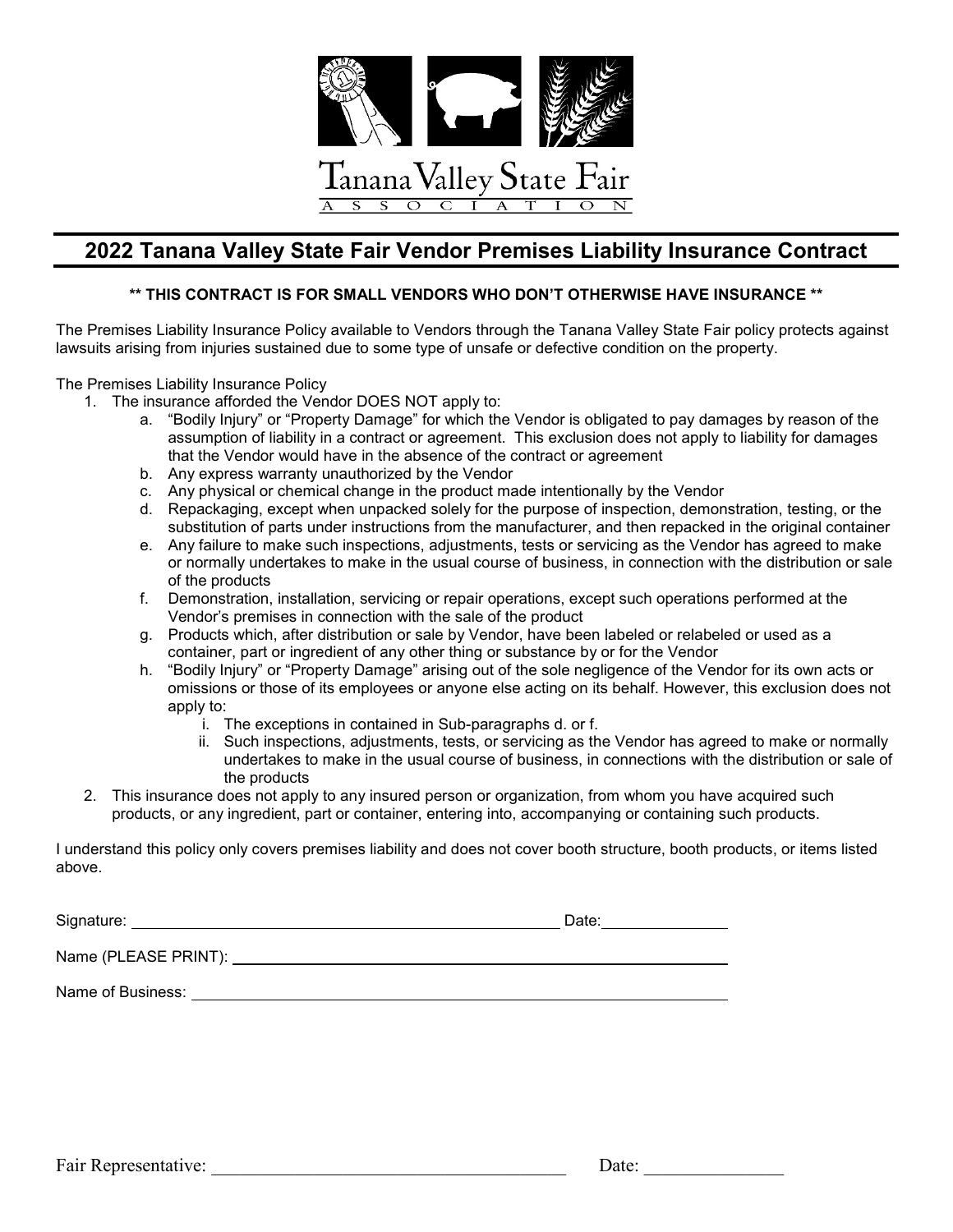Tanana Valley State Fair
ASSOCIATION

## 2022 Tanana Valley State Fair Vendor Premises Liability Insurance Contract

**\*\* THIS CONTRACT IS FOR SMALL VENDORS WHO DON'T OTHERWISE HAVE INSURANCE \*\***

The Premises Liability Insurance Policy available to Vendors through the Tanana Valley State Fair policy protects against lawsuits arising from injuries sustained due to some type of unsafe or defective condition on the property.

The Premises Liability Insurance Policy

1. The insurance afforded the Vendor DOES NOT apply to:
   a. "Bodily Injury" or "Property Damage" for which the Vendor is obligated to pay damages by reason of the assumption of liability in a contract or agreement. This exclusion does not apply to liability for damages that the Vendor would have in the absence of the contract or agreement
   b. Any express warranty unauthorized by the Vendor
   c. Any physical or chemical change in the product made intentionally by the Vendor
   d. Repackaging, except when unpacked solely for the purpose of inspection, demonstration, testing, or the substitution of parts under instructions from the manufacturer, and then repacked in the original container
   e. Any failure to make such inspections, adjustments, tests or servicing as the Vendor has agreed to make or normally undertakes to make in the usual course of business, in connection with the distribution or sale of the products
   f. Demonstration, installation, servicing or repair operations, except such operations performed at the Vendor's premises in connection with the sale of the product
   g. Products which, after distribution or sale by Vendor, have been labeled or relabeled or used as a container, part or ingredient of any other thing or substance by or for the Vendor
   h. "Bodily Injury" or "Property Damage" arising out of the sole negligence of the Vendor for its own acts or omissions or those of its employees or anyone else acting on its behalf. However, this exclusion does not apply to:
      i. The exceptions in contained in Sub-paragraphs d. or f.
      ii. Such inspections, adjustments, tests, or servicing as the Vendor has agreed to make or normally undertakes to make in the usual course of business, in connections with the distribution or sale of the products
2. This insurance does not apply to any insured person or organization, from whom you have acquired such products, or any ingredient, part or container, entering into, accompanying or containing such products.

I understand this policy only covers premises liability and does not cover booth structure, booth products, or items listed above.

Signature: ______________________________ Date: ______________

Name (PLEASE PRINT): ______________________________

Name of Business: ______________________________

Fair Representative: ______________________________ Date: ______________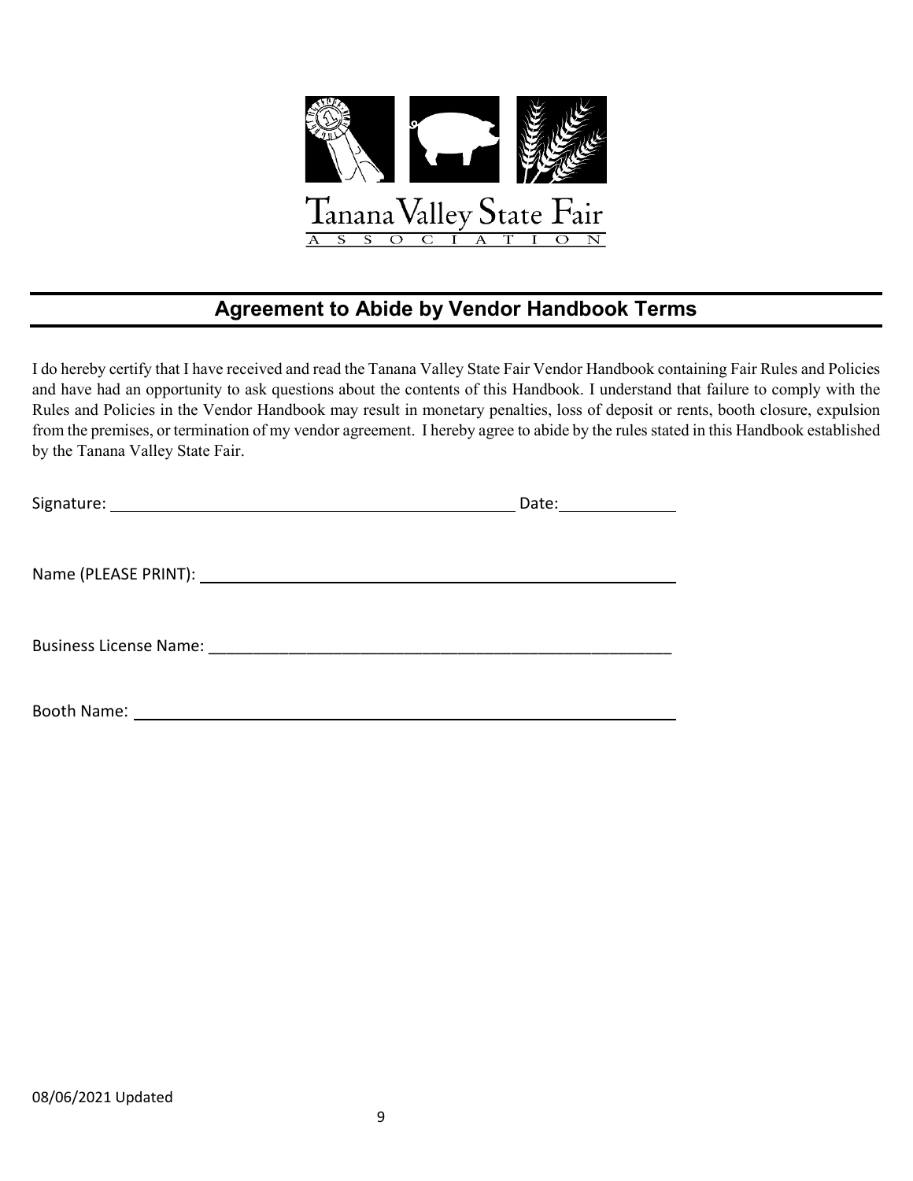Tanana Valley State Fair

ASSOCIATION

## Agreement to Abide by Vendor Handbook Terms

I do hereby certify that I have received and read the Tanana Valley State Fair Vendor Handbook containing Fair Rules and Policies and have had an opportunity to ask questions about the contents of this Handbook. I understand that failure to comply with the Rules and Policies in the Vendor Handbook may result in monetary penalties, loss of deposit or rents, booth closure, expulsion from the premises, or termination of my vendor agreement. I hereby agree to abide by the rules stated in this Handbook established by the Tanana Valley State Fair.

Signature: ______________________________________________ Date: ____________

Name (PLEASE PRINT): ______________________________________________________

Business License Name: ______________________________________________________

Booth Name: ______________________________________________________________

08/06/2021 Updated